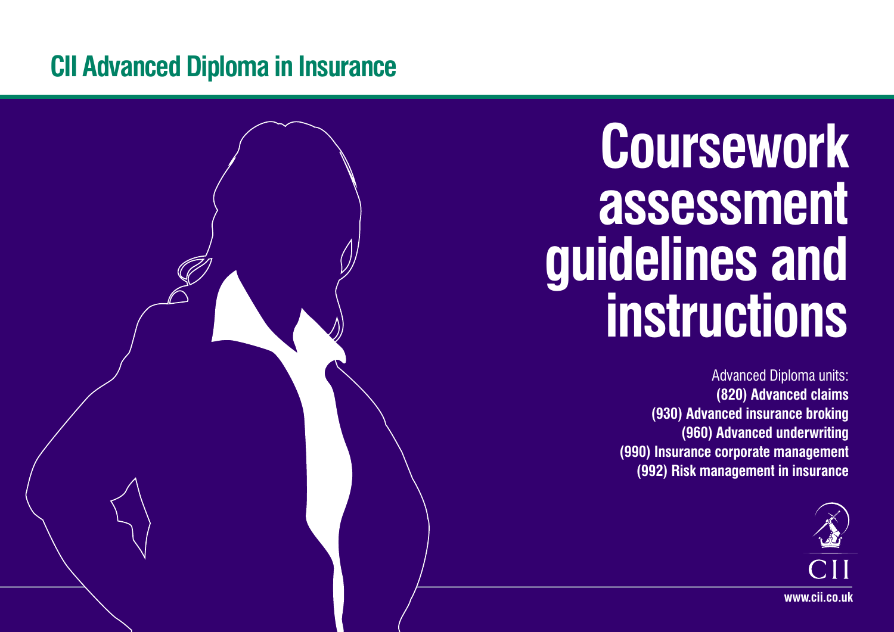CII Advanced Diploma in Insurance

# Coursework assessment guidelines and instructions

Advanced Diploma units:

**(820) Advanced claims**

**(930) Advanced insurance broking**

**(960) Advanced underwriting**

**(990) Insurance corporate management**

**(992) Risk management in insurance**

CII

**www.cii.co.uk**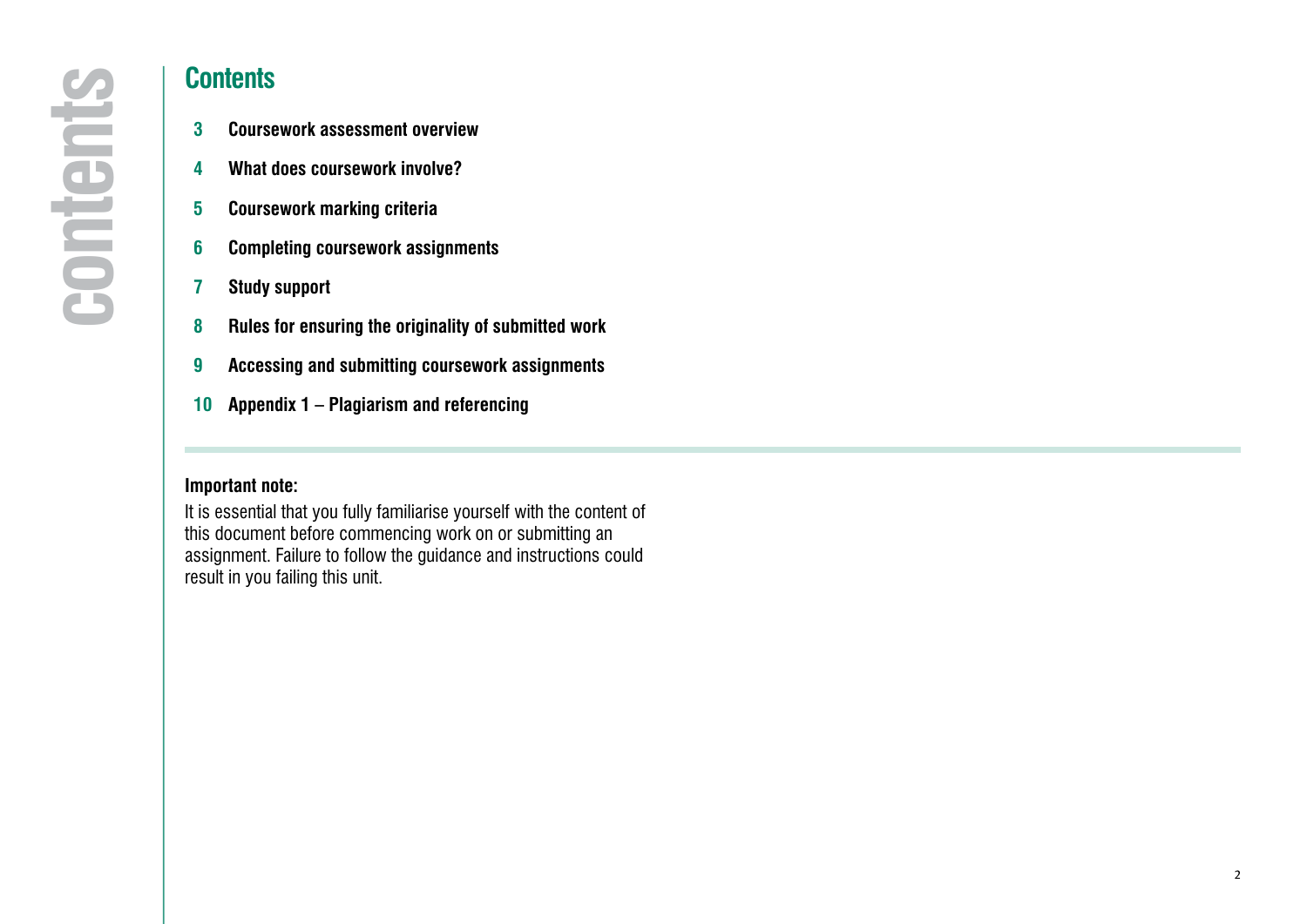## Contents

- 3 Coursework assessment overview
- 4 What does coursework involve?
- 5 Coursework marking criteria
- 6 Completing coursework assignments
- 7 Study support
- 8 Rules for ensuring the originality of submitted work
- 9 Accessing and submitting coursework assignments
- 10 Appendix 1 – Plagiarism and referencing

**Important note:**

It is essential that you fully familiarise yourself with the content of this document before commencing work on or submitting an assignment. Failure to follow the guidance and instructions could result in you failing this unit.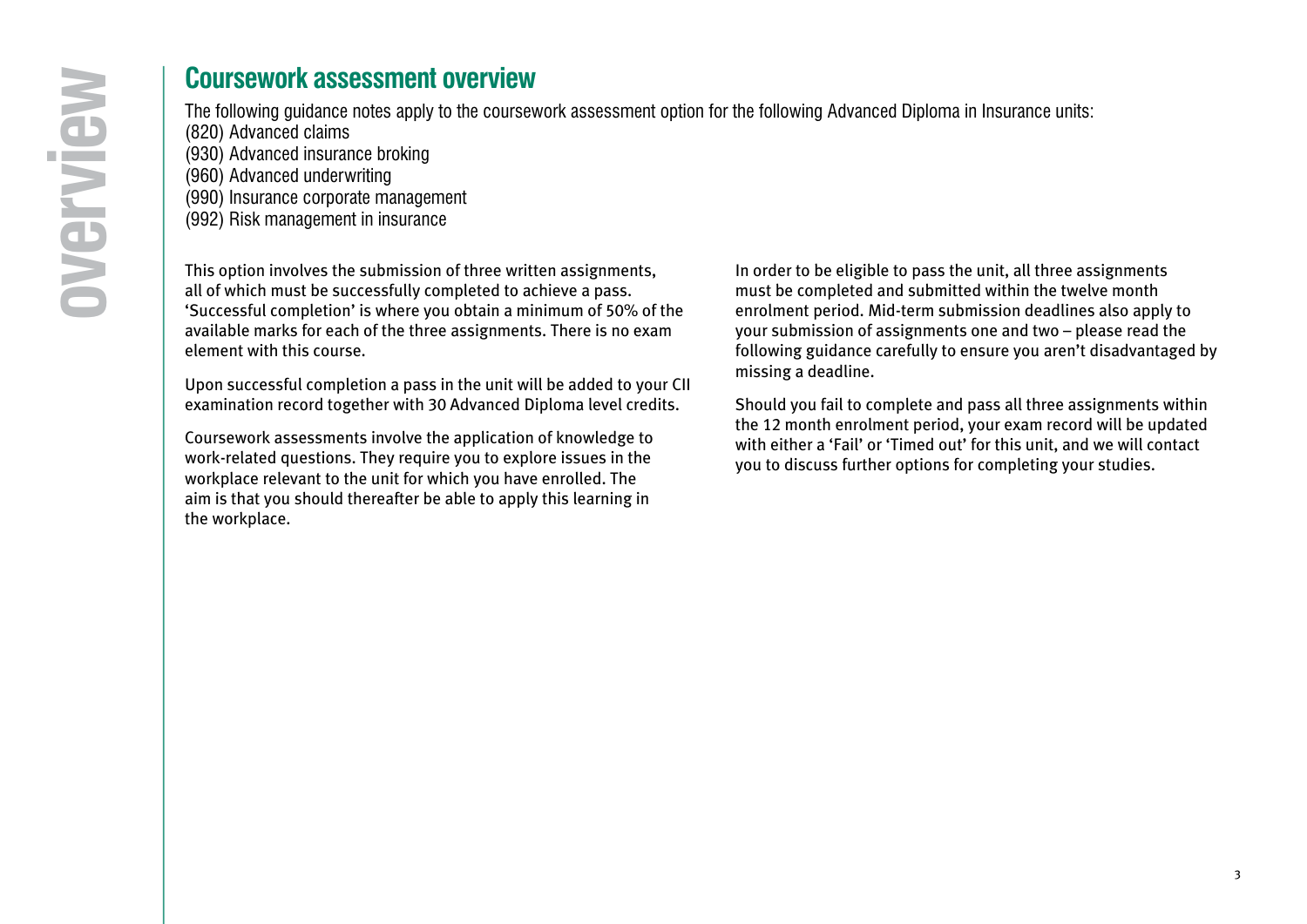## Coursework assessment overview

The following guidance notes apply to the coursework assessment option for the following Advanced Diploma in Insurance units:

(820) Advanced claims
(930) Advanced insurance broking
(960) Advanced underwriting
(990) Insurance corporate management
(992) Risk management in insurance

This option involves the submission of three written assignments, all of which must be successfully completed to achieve a pass. 'Successful completion' is where you obtain a minimum of 50% of the available marks for each of the three assignments. There is no exam element with this course.

Upon successful completion a pass in the unit will be added to your CII examination record together with 30 Advanced Diploma level credits.

Coursework assessments involve the application of knowledge to work-related questions. They require you to explore issues in the workplace relevant to the unit for which you have enrolled. The aim is that you should thereafter be able to apply this learning in the workplace.

In order to be eligible to pass the unit, all three assignments must be completed and submitted within the twelve month enrolment period. Mid-term submission deadlines also apply to your submission of assignments one and two – please read the following guidance carefully to ensure you aren't disadvantaged by missing a deadline.

Should you fail to complete and pass all three assignments within the 12 month enrolment period, your exam record will be updated with either a 'Fail' or 'Timed out' for this unit, and we will contact you to discuss further options for completing your studies.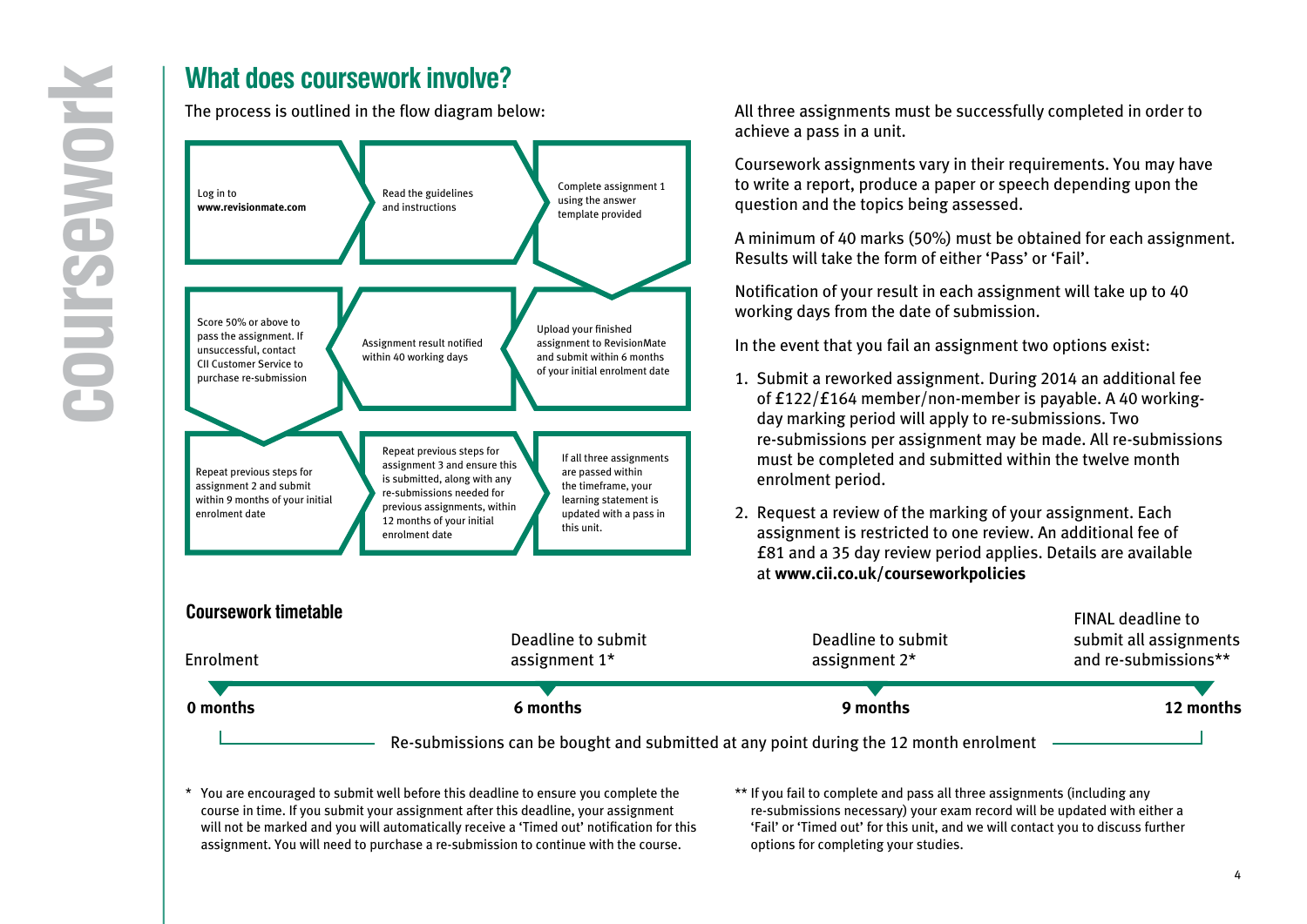## What does coursework involve?

The process is outlined in the flow diagram below:

1. Log in to **www.revisionmate.com**
2. Read the guidelines and instructions
3. Complete assignment 1 using the answer template provided
4. Upload your finished assignment to RevisionMate and submit within 6 months of your initial enrolment date
5. Assignment result notified within 40 working days
6. Score 50% or above to pass the assignment. If unsuccessful, contact CII Customer Service to purchase re-submission
7. Repeat previous steps for assignment 2 and submit within 9 months of your initial enrolment date
8. Repeat previous steps for assignment 3 and ensure this is submitted, along with any re-submissions needed for previous assignments, within 12 months of your initial enrolment date
9. If all three assignments are passed within the timeframe, your learning statement is updated with a pass in this unit.

All three assignments must be successfully completed in order to achieve a pass in a unit.

Coursework assignments vary in their requirements. You may have to write a report, produce a paper or speech depending upon the question and the topics being assessed.

A minimum of 40 marks (50%) must be obtained for each assignment. Results will take the form of either 'Pass' or 'Fail'.

Notification of your result in each assignment will take up to 40 working days from the date of submission.

In the event that you fail an assignment two options exist:

1. Submit a reworked assignment. During 2014 an additional fee of £122/£164 member/non-member is payable. A 40 working-day marking period will apply to re-submissions. Two re-submissions per assignment may be made. All re-submissions must be completed and submitted within the twelve month enrolment period.
2. Request a review of the marking of your assignment. Each assignment is restricted to one review. An additional fee of £81 and a 35 day review period applies. Details are available at **www.cii.co.uk/courseworkpolicies**

### Coursework timetable

| Enrolment | Deadline to submit assignment 1* | Deadline to submit assignment 2* | FINAL deadline to submit all assignments and re-submissions** |
|---|---|---|---|
| **0 months** | **6 months** | **9 months** | **12 months** |

Re-submissions can be bought and submitted at any point during the 12 month enrolment

\* You are encouraged to submit well before this deadline to ensure you complete the course in time. If you submit your assignment after this deadline, your assignment will not be marked and you will automatically receive a 'Timed out' notification for this assignment. You will need to purchase a re-submission to continue with the course.

** If you fail to complete and pass all three assignments (including any re-submissions necessary) your exam record will be updated with either a 'Fail' or 'Timed out' for this unit, and we will contact you to discuss further options for completing your studies.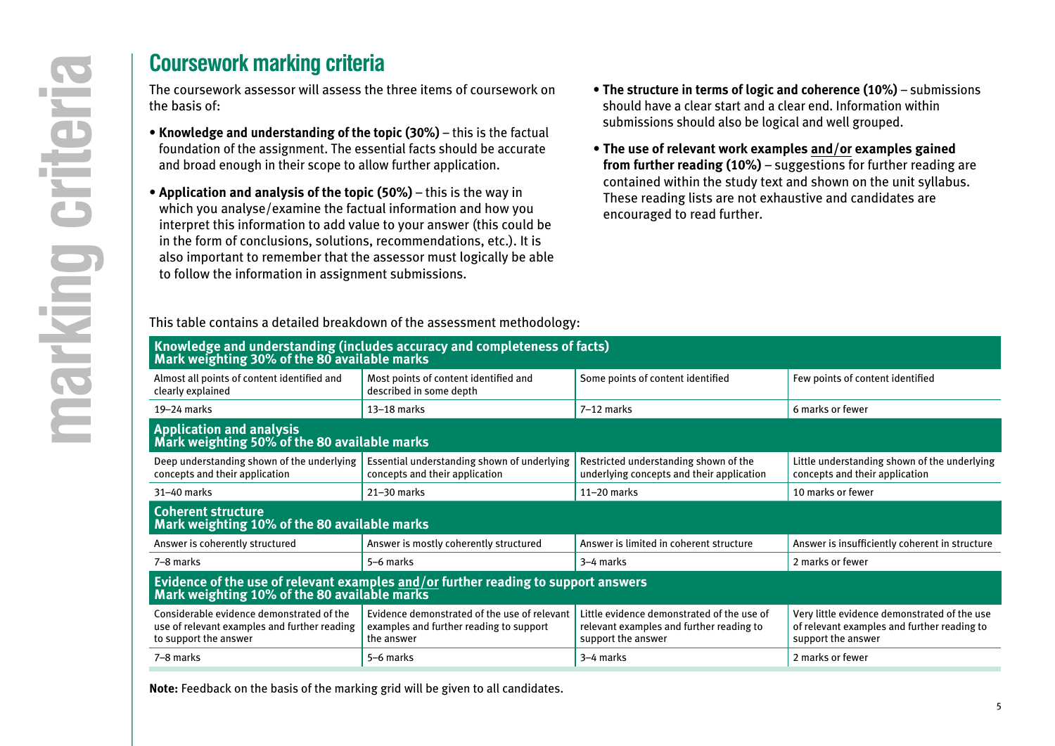## Coursework marking criteria

The coursework assessor will assess the three items of coursework on the basis of:

- **Knowledge and understanding of the topic (30%)** – this is the factual foundation of the assignment. The essential facts should be accurate and broad enough in their scope to allow further application.
- **Application and analysis of the topic (50%)** – this is the way in which you analyse/examine the factual information and how you interpret this information to add value to your answer (this could be in the form of conclusions, solutions, recommendations, etc.). It is also important to remember that the assessor must logically be able to follow the information in assignment submissions.
- **The structure in terms of logic and coherence (10%)** – submissions should have a clear start and a clear end. Information within submissions should also be logical and well grouped.
- **The use of relevant work examples and/or examples gained from further reading (10%)** – suggestions for further reading are contained within the study text and shown on the unit syllabus. These reading lists are not exhaustive and candidates are encouraged to read further.

This table contains a detailed breakdown of the assessment methodology:

| **Knowledge and understanding (includes accuracy and completeness of facts)**<br>**Mark weighting 30% of the 80 available marks** | | | |
|---|---|---|---|
| Almost all points of content identified and clearly explained | Most points of content identified and described in some depth | Some points of content identified | Few points of content identified |
| 19–24 marks | 13–18 marks | 7–12 marks | 6 marks or fewer |
| **Application and analysis**<br>**Mark weighting 50% of the 80 available marks** | | | |
| Deep understanding shown of the underlying concepts and their application | Essential understanding shown of underlying concepts and their application | Restricted understanding shown of the underlying concepts and their application | Little understanding shown of the underlying concepts and their application |
| 31–40 marks | 21–30 marks | 11–20 marks | 10 marks or fewer |
| **Coherent structure**<br>**Mark weighting 10% of the 80 available marks** | | | |
| Answer is coherently structured | Answer is mostly coherently structured | Answer is limited in coherent structure | Answer is insufficiently coherent in structure |
| 7–8 marks | 5–6 marks | 3–4 marks | 2 marks or fewer |
| **Evidence of the use of relevant examples and/or further reading to support answers**<br>**Mark weighting 10% of the 80 available marks** | | | |
| Considerable evidence demonstrated of the use of relevant examples and further reading to support the answer | Evidence demonstrated of the use of relevant examples and further reading to support the answer | Little evidence demonstrated of the use of relevant examples and further reading to support the answer | Very little evidence demonstrated of the use of relevant examples and further reading to support the answer |
| 7–8 marks | 5–6 marks | 3–4 marks | 2 marks or fewer |

**Note:** Feedback on the basis of the marking grid will be given to all candidates.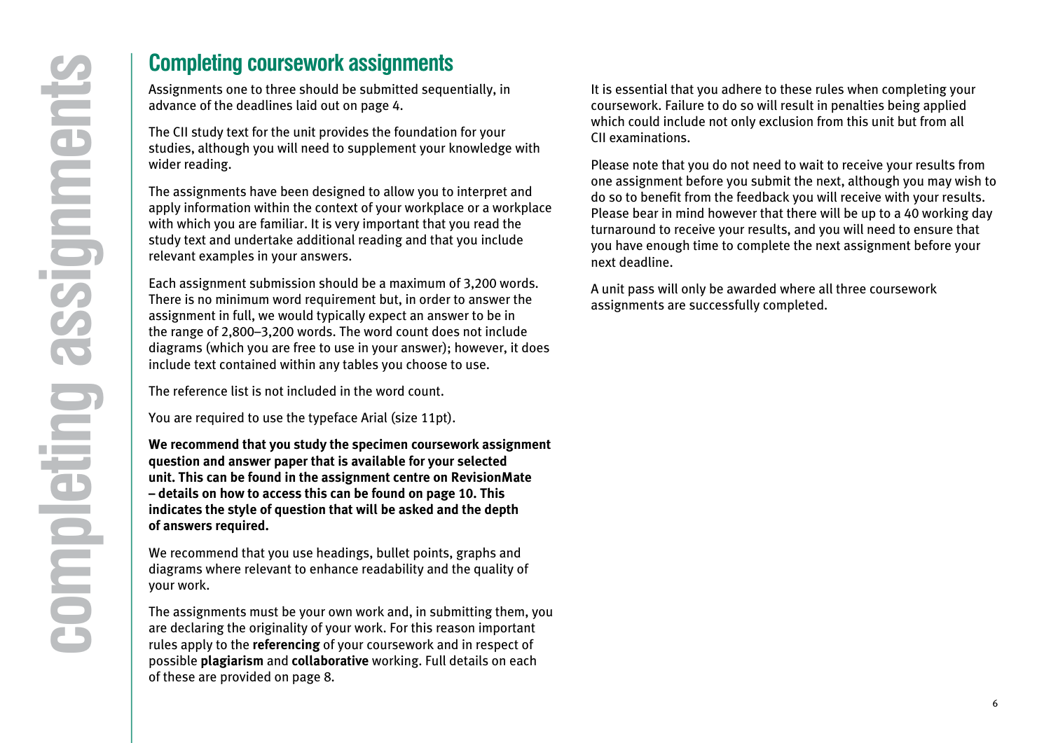## Completing coursework assignments

Assignments one to three should be submitted sequentially, in advance of the deadlines laid out on page 4.

The CII study text for the unit provides the foundation for your studies, although you will need to supplement your knowledge with wider reading.

The assignments have been designed to allow you to interpret and apply information within the context of your workplace or a workplace with which you are familiar. It is very important that you read the study text and undertake additional reading and that you include relevant examples in your answers.

Each assignment submission should be a maximum of 3,200 words. There is no minimum word requirement but, in order to answer the assignment in full, we would typically expect an answer to be in the range of 2,800–3,200 words. The word count does not include diagrams (which you are free to use in your answer); however, it does include text contained within any tables you choose to use.

The reference list is not included in the word count.

You are required to use the typeface Arial (size 11pt).

**We recommend that you study the specimen coursework assignment question and answer paper that is available for your selected unit. This can be found in the assignment centre on RevisionMate – details on how to access this can be found on page 10. This indicates the style of question that will be asked and the depth of answers required.**

We recommend that you use headings, bullet points, graphs and diagrams where relevant to enhance readability and the quality of your work.

The assignments must be your own work and, in submitting them, you are declaring the originality of your work. For this reason important rules apply to the **referencing** of your coursework and in respect of possible **plagiarism** and **collaborative** working. Full details on each of these are provided on page 8.

It is essential that you adhere to these rules when completing your coursework. Failure to do so will result in penalties being applied which could include not only exclusion from this unit but from all CII examinations.

Please note that you do not need to wait to receive your results from one assignment before you submit the next, although you may wish to do so to benefit from the feedback you will receive with your results. Please bear in mind however that there will be up to a 40 working day turnaround to receive your results, and you will need to ensure that you have enough time to complete the next assignment before your next deadline.

A unit pass will only be awarded where all three coursework assignments are successfully completed.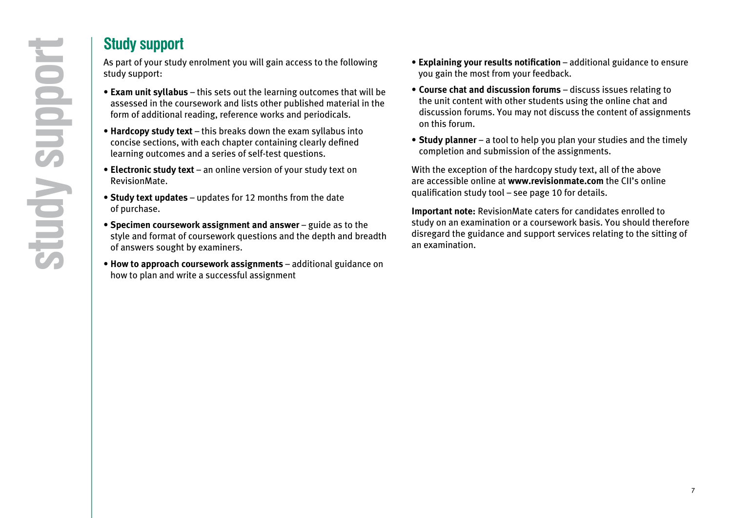## Study support

As part of your study enrolment you will gain access to the following study support:

- **Exam unit syllabus** – this sets out the learning outcomes that will be assessed in the coursework and lists other published material in the form of additional reading, reference works and periodicals.
- **Hardcopy study text** – this breaks down the exam syllabus into concise sections, with each chapter containing clearly defined learning outcomes and a series of self-test questions.
- **Electronic study text** – an online version of your study text on RevisionMate.
- **Study text updates** – updates for 12 months from the date of purchase.
- **Specimen coursework assignment and answer** – guide as to the style and format of coursework questions and the depth and breadth of answers sought by examiners.
- **How to approach coursework assignments** – additional guidance on how to plan and write a successful assignment
- **Explaining your results notification** – additional guidance to ensure you gain the most from your feedback.
- **Course chat and discussion forums** – discuss issues relating to the unit content with other students using the online chat and discussion forums. You may not discuss the content of assignments on this forum.
- **Study planner** – a tool to help you plan your studies and the timely completion and submission of the assignments.

With the exception of the hardcopy study text, all of the above are accessible online at **www.revisionmate.com** the CII's online qualification study tool – see page 10 for details.

**Important note:** RevisionMate caters for candidates enrolled to study on an examination or a coursework basis. You should therefore disregard the guidance and support services relating to the sitting of an examination.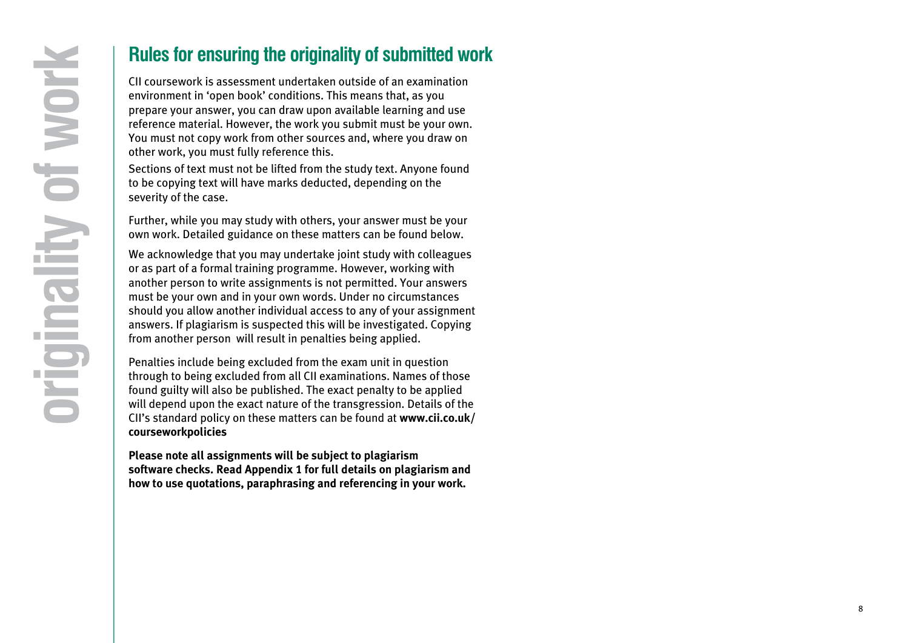## Rules for ensuring the originality of submitted work

CII coursework is assessment undertaken outside of an examination environment in 'open book' conditions. This means that, as you prepare your answer, you can draw upon available learning and use reference material. However, the work you submit must be your own. You must not copy work from other sources and, where you draw on other work, you must fully reference this.

Sections of text must not be lifted from the study text. Anyone found to be copying text will have marks deducted, depending on the severity of the case.

Further, while you may study with others, your answer must be your own work. Detailed guidance on these matters can be found below.

We acknowledge that you may undertake joint study with colleagues or as part of a formal training programme. However, working with another person to write assignments is not permitted. Your answers must be your own and in your own words. Under no circumstances should you allow another individual access to any of your assignment answers. If plagiarism is suspected this will be investigated. Copying from another person will result in penalties being applied.

Penalties include being excluded from the exam unit in question through to being excluded from all CII examinations. Names of those found guilty will also be published. The exact penalty to be applied will depend upon the exact nature of the transgression. Details of the CII's standard policy on these matters can be found at **www.cii.co.uk/courseworkpolicies**

**Please note all assignments will be subject to plagiarism software checks. Read Appendix 1 for full details on plagiarism and how to use quotations, paraphrasing and referencing in your work.**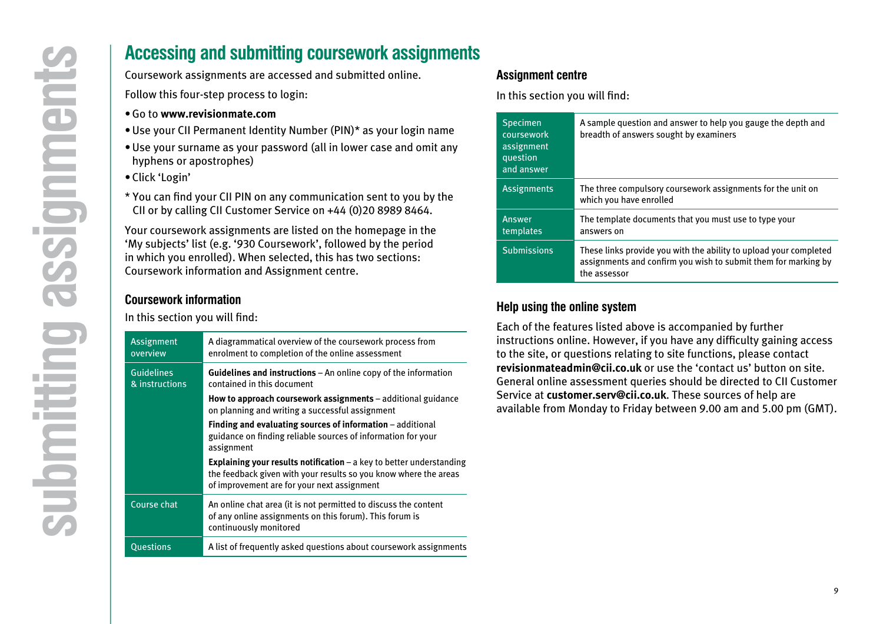## Accessing and submitting coursework assignments

Coursework assignments are accessed and submitted online.

Follow this four-step process to login:

- Go to **www.revisionmate.com**
- Use your CII Permanent Identity Number (PIN)* as your login name
- Use your surname as your password (all in lower case and omit any hyphens or apostrophes)
- Click 'Login'

\* You can find your CII PIN on any communication sent to you by the CII or by calling CII Customer Service on +44 (0)20 8989 8464.

Your coursework assignments are listed on the homepage in the 'My subjects' list (e.g. '930 Coursework', followed by the period in which you enrolled). When selected, this has two sections: Coursework information and Assignment centre.

### Coursework information

In this section you will find:

| | |
|---|---|
| Assignment overview | A diagrammatical overview of the coursework process from enrolment to completion of the online assessment |
| Guidelines & instructions | **Guidelines and instructions** – An online copy of the information contained in this document<br>**How to approach coursework assignments** – additional guidance on planning and writing a successful assignment<br>**Finding and evaluating sources of information** – additional guidance on finding reliable sources of information for your assignment<br>**Explaining your results notification** – a key to better understanding the feedback given with your results so you know where the areas of improvement are for your next assignment |
| Course chat | An online chat area (it is not permitted to discuss the content of any online assignments on this forum). This forum is continuously monitored |
| Questions | A list of frequently asked questions about coursework assignments |

### Assignment centre

In this section you will find:

| | |
|---|---|
| Specimen coursework assignment question and answer | A sample question and answer to help you gauge the depth and breadth of answers sought by examiners |
| Assignments | The three compulsory coursework assignments for the unit on which you have enrolled |
| Answer templates | The template documents that you must use to type your answers on |
| Submissions | These links provide you with the ability to upload your completed assignments and confirm you wish to submit them for marking by the assessor |

### Help using the online system

Each of the features listed above is accompanied by further instructions online. However, if you have any difficulty gaining access to the site, or questions relating to site functions, please contact **revisionmateadmin@cii.co.uk** or use the 'contact us' button on site. General online assessment queries should be directed to CII Customer Service at **customer.serv@cii.co.uk**. These sources of help are available from Monday to Friday between 9.00 am and 5.00 pm (GMT).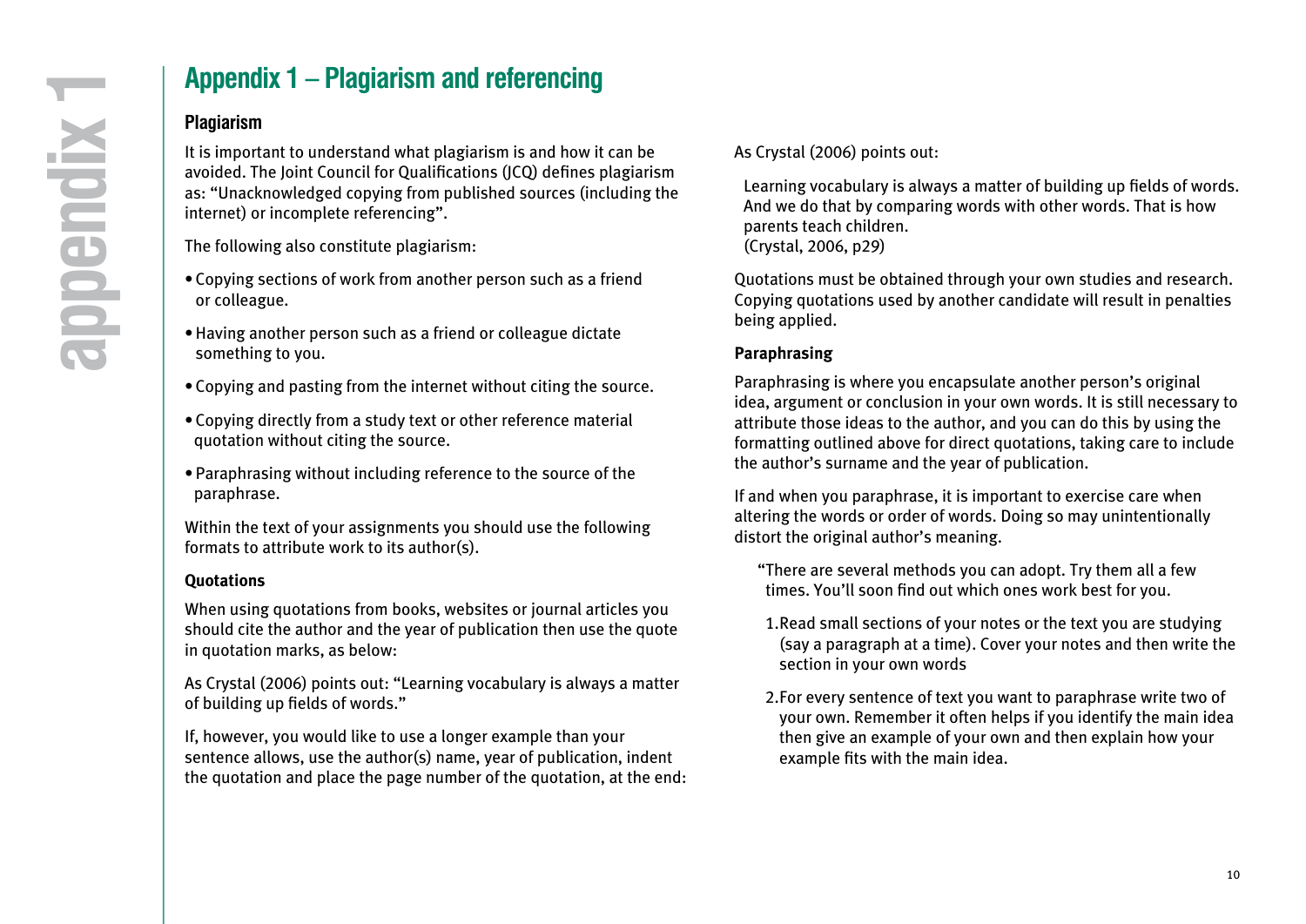# Appendix 1 – Plagiarism and referencing

## Plagiarism

It is important to understand what plagiarism is and how it can be avoided. The Joint Council for Qualifications (JCQ) defines plagiarism as: "Unacknowledged copying from published sources (including the internet) or incomplete referencing".

The following also constitute plagiarism:

- Copying sections of work from another person such as a friend or colleague.
- Having another person such as a friend or colleague dictate something to you.
- Copying and pasting from the internet without citing the source.
- Copying directly from a study text or other reference material quotation without citing the source.
- Paraphrasing without including reference to the source of the paraphrase.

Within the text of your assignments you should use the following formats to attribute work to its author(s).

### Quotations

When using quotations from books, websites or journal articles you should cite the author and the year of publication then use the quote in quotation marks, as below:

As Crystal (2006) points out: "Learning vocabulary is always a matter of building up fields of words."

If, however, you would like to use a longer example than your sentence allows, use the author(s) name, year of publication, indent the quotation and place the page number of the quotation, at the end:

As Crystal (2006) points out:

> Learning vocabulary is always a matter of building up fields of words. And we do that by comparing words with other words. That is how parents teach children.
> (Crystal, 2006, p29)

Quotations must be obtained through your own studies and research. Copying quotations used by another candidate will result in penalties being applied.

### Paraphrasing

Paraphrasing is where you encapsulate another person's original idea, argument or conclusion in your own words. It is still necessary to attribute those ideas to the author, and you can do this by using the formatting outlined above for direct quotations, taking care to include the author's surname and the year of publication.

If and when you paraphrase, it is important to exercise care when altering the words or order of words. Doing so may unintentionally distort the original author's meaning.

> "There are several methods you can adopt. Try them all a few times. You'll soon find out which ones work best for you.
>
> 1. Read small sections of your notes or the text you are studying (say a paragraph at a time). Cover your notes and then write the section in your own words
> 2. For every sentence of text you want to paraphrase write two of your own. Remember it often helps if you identify the main idea then give an example of your own and then explain how your example fits with the main idea.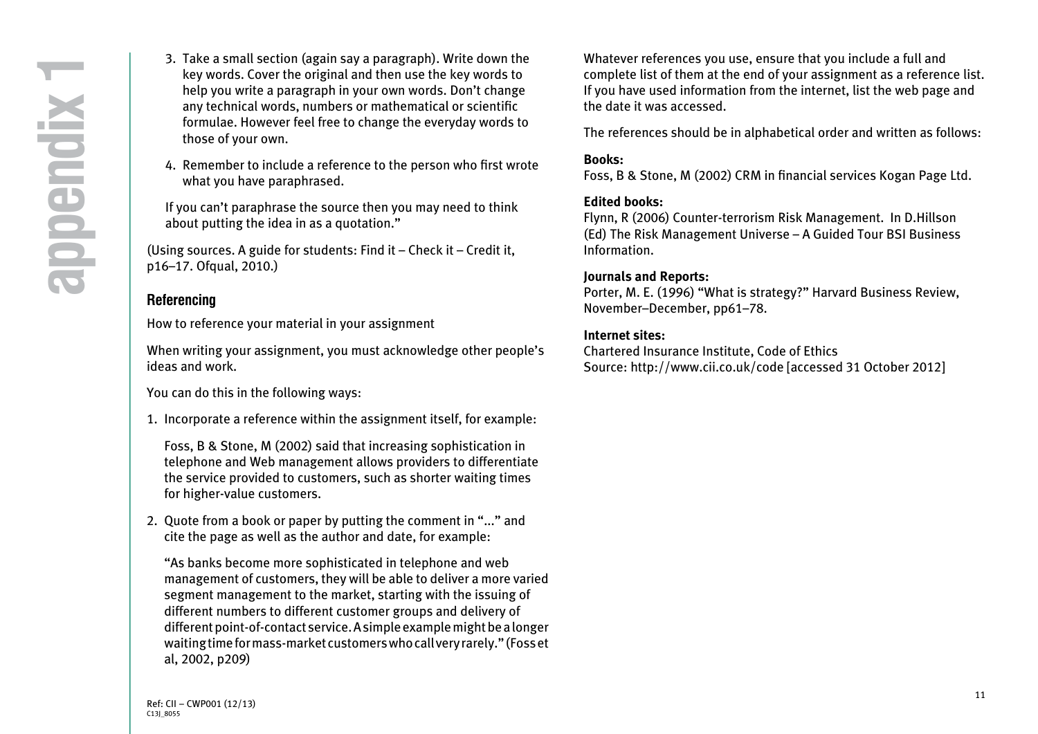3. Take a small section (again say a paragraph). Write down the key words. Cover the original and then use the key words to help you write a paragraph in your own words. Don't change any technical words, numbers or mathematical or scientific formulae. However feel free to change the everyday words to those of your own.

4. Remember to include a reference to the person who first wrote what you have paraphrased.

   If you can't paraphrase the source then you may need to think about putting the idea in as a quotation."

(Using sources. A guide for students: Find it – Check it – Credit it, p16–17. Ofqual, 2010.)

## Referencing

How to reference your material in your assignment

When writing your assignment, you must acknowledge other people's ideas and work.

You can do this in the following ways:

1. Incorporate a reference within the assignment itself, for example:

   Foss, B & Stone, M (2002) said that increasing sophistication in telephone and Web management allows providers to differentiate the service provided to customers, such as shorter waiting times for higher-value customers.

2. Quote from a book or paper by putting the comment in "..." and cite the page as well as the author and date, for example:

   "As banks become more sophisticated in telephone and web management of customers, they will be able to deliver a more varied segment management to the market, starting with the issuing of different numbers to different customer groups and delivery of different point-of-contact service. A simple example might be a longer waiting time for mass-market customers who call very rarely." (Foss et al, 2002, p209)

Whatever references you use, ensure that you include a full and complete list of them at the end of your assignment as a reference list. If you have used information from the internet, list the web page and the date it was accessed.

The references should be in alphabetical order and written as follows:

**Books:**
Foss, B & Stone, M (2002) CRM in financial services Kogan Page Ltd.

**Edited books:**
Flynn, R (2006) Counter-terrorism Risk Management. In D.Hillson (Ed) The Risk Management Universe – A Guided Tour BSI Business Information.

**Journals and Reports:**
Porter, M. E. (1996) "What is strategy?" Harvard Business Review, November–December, pp61–78.

**Internet sites:**
Chartered Insurance Institute, Code of Ethics
Source: http://www.cii.co.uk/code [accessed 31 October 2012]